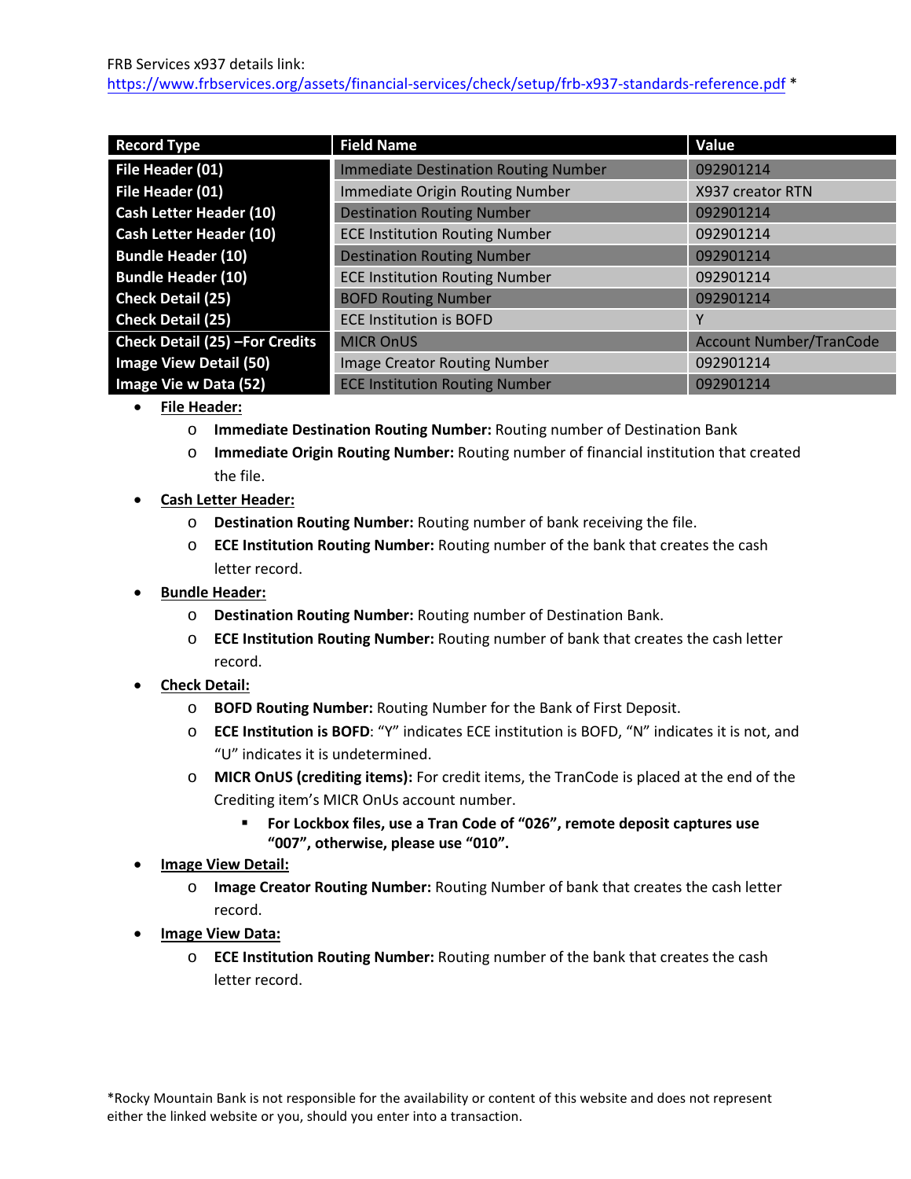FRB Services x937 details link:
https://www.frbservices.org/assets/financial-services/check/setup/frb-x937-standards-reference.pdf *

| Record Type | Field Name | Value |
|---|---|---|
| File Header (01) | Immediate Destination Routing Number | 092901214 |
| File Header (01) | Immediate Origin Routing Number | X937 creator RTN |
| Cash Letter Header (10) | Destination Routing Number | 092901214 |
| Cash Letter Header (10) | ECE Institution Routing Number | 092901214 |
| Bundle Header (10) | Destination Routing Number | 092901214 |
| Bundle Header (10) | ECE Institution Routing Number | 092901214 |
| Check Detail (25) | BOFD Routing Number | 092901214 |
| Check Detail (25) | ECE Institution is BOFD | Y |
| Check Detail (25) –For Credits | MICR OnUS | Account Number/TranCode |
| Image View Detail (50) | Image Creator Routing Number | 092901214 |
| Image Vie w Data (52) | ECE Institution Routing Number | 092901214 |

- **File Header:**
  - **Immediate Destination Routing Number:** Routing number of Destination Bank
  - **Immediate Origin Routing Number:** Routing number of financial institution that created the file.
- **Cash Letter Header:**
  - **Destination Routing Number:** Routing number of bank receiving the file.
  - **ECE Institution Routing Number:** Routing number of the bank that creates the cash letter record.
- **Bundle Header:**
  - **Destination Routing Number:** Routing number of Destination Bank.
  - **ECE Institution Routing Number:** Routing number of bank that creates the cash letter record.
- **Check Detail:**
  - **BOFD Routing Number:** Routing Number for the Bank of First Deposit.
  - **ECE Institution is BOFD**: "Y" indicates ECE institution is BOFD, "N" indicates it is not, and "U" indicates it is undetermined.
  - **MICR OnUS (crediting items):** For credit items, the TranCode is placed at the end of the Crediting item's MICR OnUs account number.
    - **For Lockbox files, use a Tran Code of "026", remote deposit captures use "007", otherwise, please use "010".**
- **Image View Detail:**
  - **Image Creator Routing Number:** Routing Number of bank that creates the cash letter record.
- **Image View Data:**
  - **ECE Institution Routing Number:** Routing number of the bank that creates the cash letter record.

*Rocky Mountain Bank is not responsible for the availability or content of this website and does not represent either the linked website or you, should you enter into a transaction.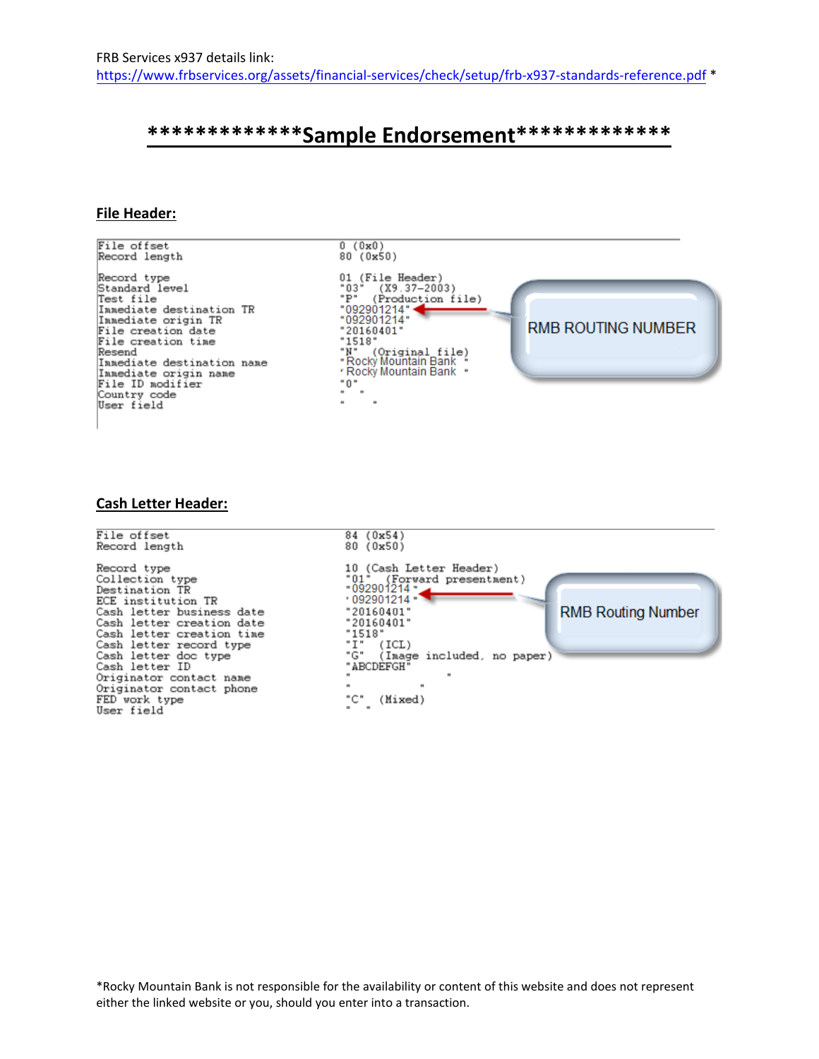FRB Services x937 details link:
https://www.frbservices.org/assets/financial-services/check/setup/frb-x937-standards-reference.pdf *

## *************Sample Endorsement*************

### File Header:

| Field | Value |
|---|---|
| File offset | 0 (0x0) |
| Record length | 80 (0x50) |
| Record type | 01 (File Header) |
| Standard level | "03" (X9.37-2003) |
| Test file | "P" (Production file) |
| Immediate destination TR | "092901214" ← RMB ROUTING NUMBER |
| Immediate origin TR | "092901214" |
| File creation date | "20160401" |
| File creation time | "1518" |
| Resend | "N" (Original file) |
| Immediate destination name | "Rocky Mountain Bank " |
| Immediate origin name | "Rocky Mountain Bank " |
| File ID modifier | "0" |
| Country code | " " |
| User field | " " |

### Cash Letter Header:

| Field | Value |
|---|---|
| File offset | 84 (0x54) |
| Record length | 80 (0x50) |
| Record type | 10 (Cash Letter Header) |
| Collection type | "01" (Forward presentment) |
| Destination TR | "092901214" ← RMB Routing Number |
| ECE institution TR | "092901214" |
| Cash letter business date | "20160401" |
| Cash letter creation date | "20160401" |
| Cash letter creation time | "1518" |
| Cash letter record type | "I" (ICL) |
| Cash letter doc type | "G" (Image included, no paper) |
| Cash letter ID | "ABCDEFGH" |
| Originator contact name | " " |
| Originator contact phone | " " |
| FED work type | "C" (Mixed) |
| User field | " " |

*Rocky Mountain Bank is not responsible for the availability or content of this website and does not represent either the linked website or you, should you enter into a transaction.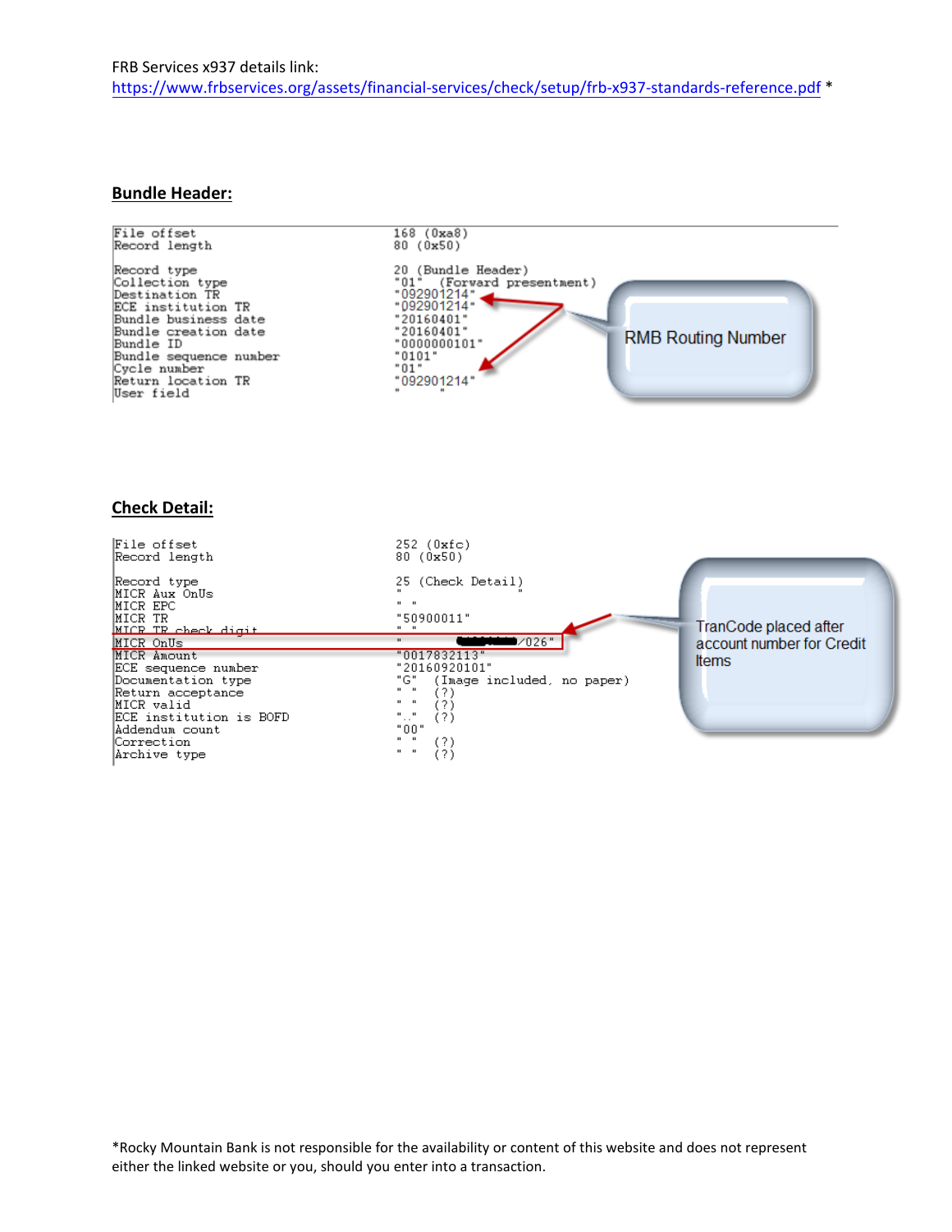FRB Services x937 details link:
https://www.frbservices.org/assets/financial-services/check/setup/frb-x937-standards-reference.pdf *

## Bundle Header:

| | |
|---|---|
| File offset | 168 (0xa8) |
| Record length | 80 (0x50) |
| Record type | 20 (Bundle Header) |
| Collection type | "01" (Forward presentment) |
| Destination TR | "092901214" |
| ECE institution TR | "092901214" |
| Bundle business date | "20160401" |
| Bundle creation date | "20160401" |
| Bundle ID | "0000000101" |
| Bundle sequence number | "0101" |
| Cycle number | "01" |
| Return location TR | "092901214" |
| User field | " " |

RMB Routing Number

## Check Detail:

| | |
|---|---|
| File offset | 252 (0xfc) |
| Record length | 80 (0x50) |
| Record type | 25 (Check Detail) |
| MICR Aux OnUs | " " |
| MICR EPC | " " |
| MICR TR | "50900011" |
| MICR TR check digit | " " |
| MICR OnUs | " /026" |
| MICR Amount | "0017832113" |
| ECE sequence number | "20160920101" |
| Documentation type | "G" (Image included, no paper) |
| Return acceptance | " " (?) |
| MICR valid | " " (?) |
| ECE institution is BOFD | "." (?) |
| Addendum count | "00" |
| Correction | " " (?) |
| Archive type | " " (?) |

TranCode placed after account number for Credit Items

*Rocky Mountain Bank is not responsible for the availability or content of this website and does not represent either the linked website or you, should you enter into a transaction.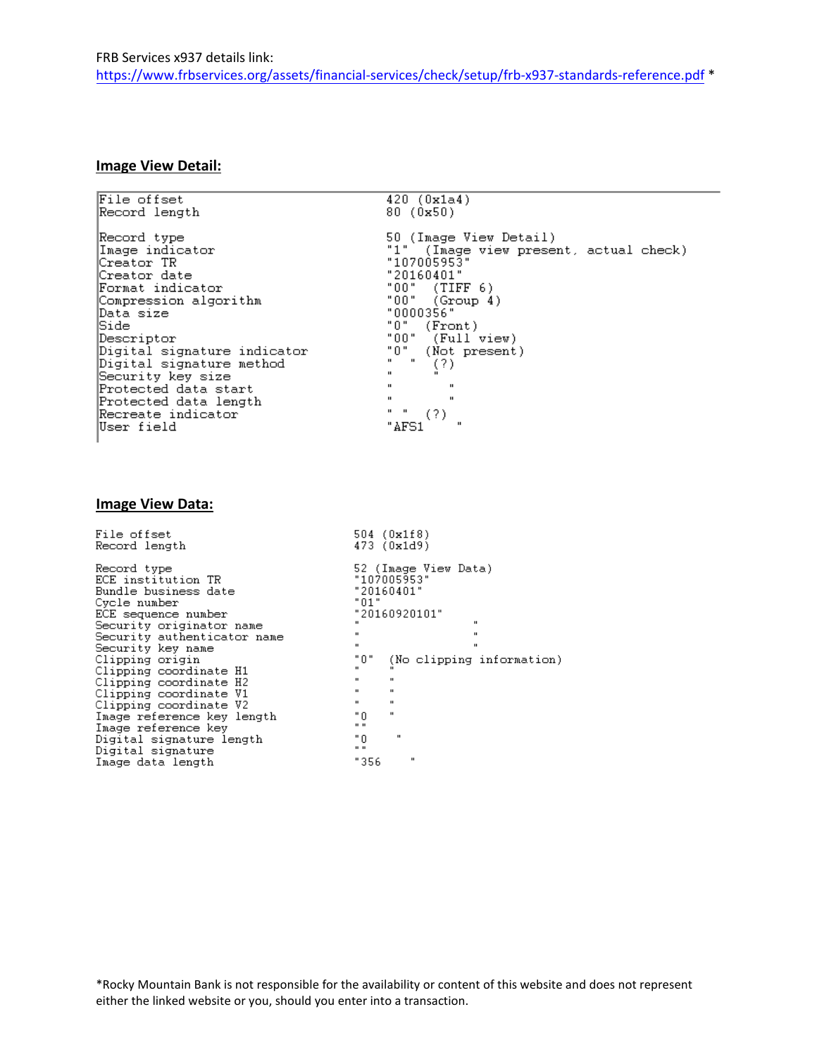FRB Services x937 details link:
https://www.frbservices.org/assets/financial-services/check/setup/frb-x937-standards-reference.pdf *

## Image View Detail:

```
File offset                     420 (0x1a4)
Record length                   80 (0x50)

Record type                     50 (Image View Detail)
Image indicator                 "1"  (Image view present, actual check)
Creator TR                      "107005953"
Creator date                    "20160401"
Format indicator                "00"  (TIFF 6)
Compression algorithm           "00"  (Group 4)
Data size                       "0000356"
Side                            "0"  (Front)
Descriptor                      "00"  (Full view)
Digital signature indicator     "0"  (Not present)
Digital signature method        "  "  (?)
Security key size               "     "
Protected data start            "         "
Protected data length           "         "
Recreate indicator              " "  (?)
User field                      "AFS1     "
```

## Image View Data:

```
File offset                     504 (0x1f8)
Record length                   473 (0x1d9)

Record type                     52 (Image View Data)
ECE institution TR              "107005953"
Bundle business date            "20160401"
Cycle number                    "01"
ECE sequence number             "20160920101"
Security originator name        "                "
Security authenticator name     "                "
Security key name               "                "
Clipping origin                 "0"  (No clipping information)
Clipping coordinate H1          "    "
Clipping coordinate H2          "    "
Clipping coordinate V1          "    "
Clipping coordinate V2          "    "
Image reference key length      "0   "
Image reference key             ""
Digital signature length        "0    "
Digital signature               ""
Image data length               "356     "
```

*Rocky Mountain Bank is not responsible for the availability or content of this website and does not represent either the linked website or you, should you enter into a transaction.